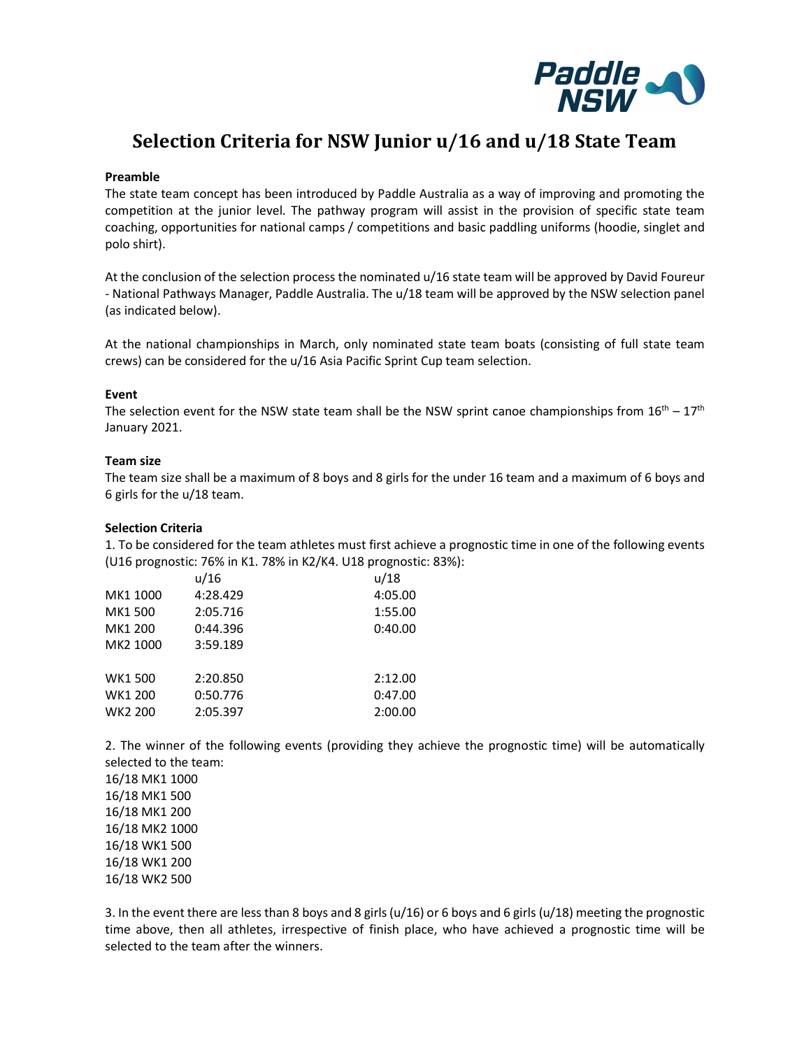# Selection Criteria for NSW Junior u/16 and u/18 State Team

**Preamble**

The state team concept has been introduced by Paddle Australia as a way of improving and promoting the competition at the junior level. The pathway program will assist in the provision of specific state team coaching, opportunities for national camps / competitions and basic paddling uniforms (hoodie, singlet and polo shirt).

At the conclusion of the selection process the nominated u/16 state team will be approved by David Foureur - National Pathways Manager, Paddle Australia. The u/18 team will be approved by the NSW selection panel (as indicated below).

At the national championships in March, only nominated state team boats (consisting of full state team crews) can be considered for the u/16 Asia Pacific Sprint Cup team selection.

**Event**

The selection event for the NSW state team shall be the NSW sprint canoe championships from 16th – 17th January 2021.

**Team size**

The team size shall be a maximum of 8 boys and 8 girls for the under 16 team and a maximum of 6 boys and 6 girls for the u/18 team.

**Selection Criteria**

1. To be considered for the team athletes must first achieve a prognostic time in one of the following events (U16 prognostic: 76% in K1. 78% in K2/K4. U18 prognostic: 83%):

| | u/16 | u/18 |
|---|---|---|
| MK1 1000 | 4:28.429 | 4:05.00 |
| MK1 500 | 2:05.716 | 1:55.00 |
| MK1 200 | 0:44.396 | 0:40.00 |
| MK2 1000 | 3:59.189 | |
| | | |
| WK1 500 | 2:20.850 | 2:12.00 |
| WK1 200 | 0:50.776 | 0:47.00 |
| WK2 200 | 2:05.397 | 2:00.00 |

2. The winner of the following events (providing they achieve the prognostic time) will be automatically selected to the team:

16/18 MK1 1000
16/18 MK1 500
16/18 MK1 200
16/18 MK2 1000
16/18 WK1 500
16/18 WK1 200
16/18 WK2 500

3. In the event there are less than 8 boys and 8 girls (u/16) or 6 boys and 6 girls (u/18) meeting the prognostic time above, then all athletes, irrespective of finish place, who have achieved a prognostic time will be selected to the team after the winners.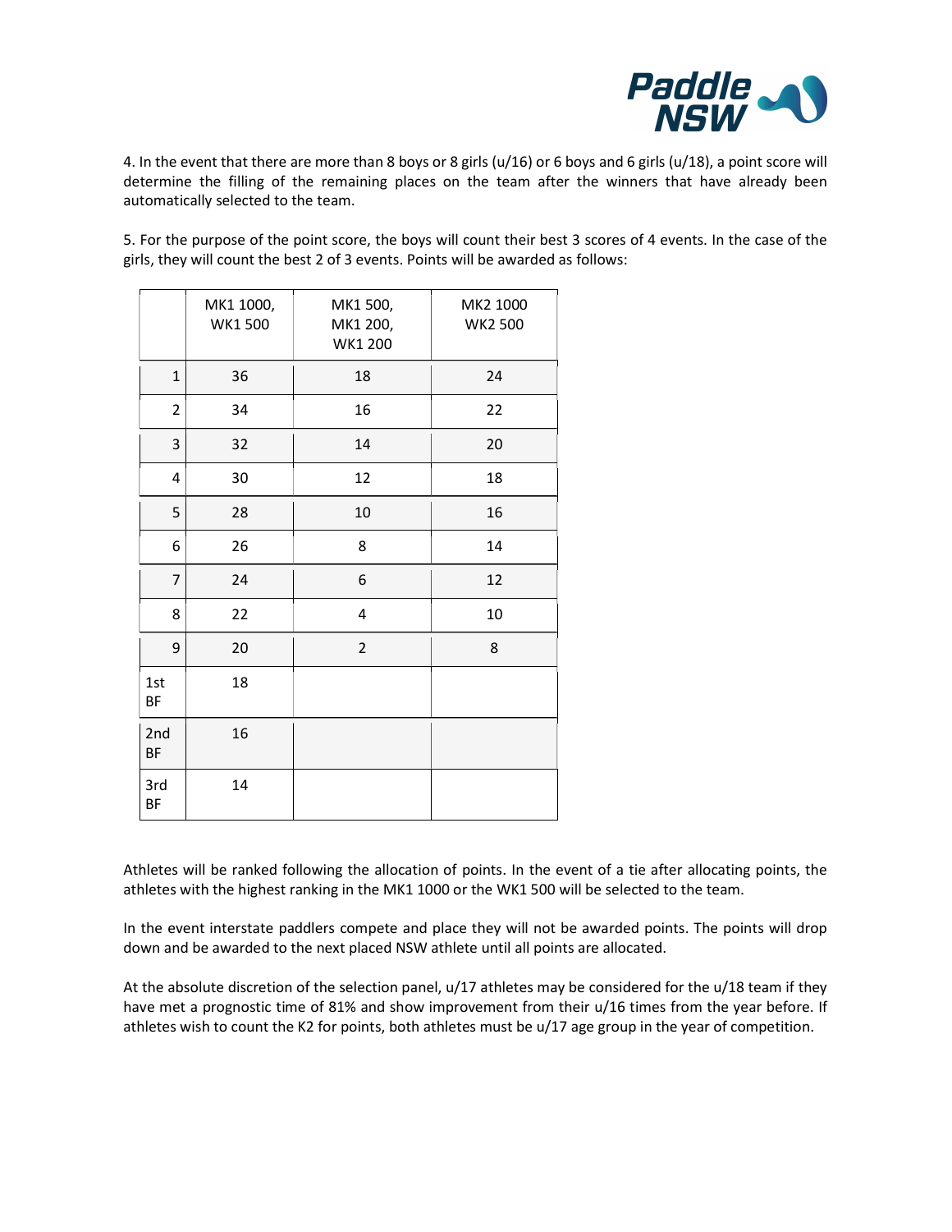4. In the event that there are more than 8 boys or 8 girls (u/16) or 6 boys and 6 girls (u/18), a point score will determine the filling of the remaining places on the team after the winners that have already been automatically selected to the team.

5. For the purpose of the point score, the boys will count their best 3 scores of 4 events. In the case of the girls, they will count the best 2 of 3 events. Points will be awarded as follows:

| | MK1 1000, WK1 500 | MK1 500, MK1 200, WK1 200 | MK2 1000 WK2 500 |
|---|---|---|---|
| 1 | 36 | 18 | 24 |
| 2 | 34 | 16 | 22 |
| 3 | 32 | 14 | 20 |
| 4 | 30 | 12 | 18 |
| 5 | 28 | 10 | 16 |
| 6 | 26 | 8 | 14 |
| 7 | 24 | 6 | 12 |
| 8 | 22 | 4 | 10 |
| 9 | 20 | 2 | 8 |
| 1st BF | 18 | | |
| 2nd BF | 16 | | |
| 3rd BF | 14 | | |

Athletes will be ranked following the allocation of points. In the event of a tie after allocating points, the athletes with the highest ranking in the MK1 1000 or the WK1 500 will be selected to the team.

In the event interstate paddlers compete and place they will not be awarded points. The points will drop down and be awarded to the next placed NSW athlete until all points are allocated.

At the absolute discretion of the selection panel, u/17 athletes may be considered for the u/18 team if they have met a prognostic time of 81% and show improvement from their u/16 times from the year before. If athletes wish to count the K2 for points, both athletes must be u/17 age group in the year of competition.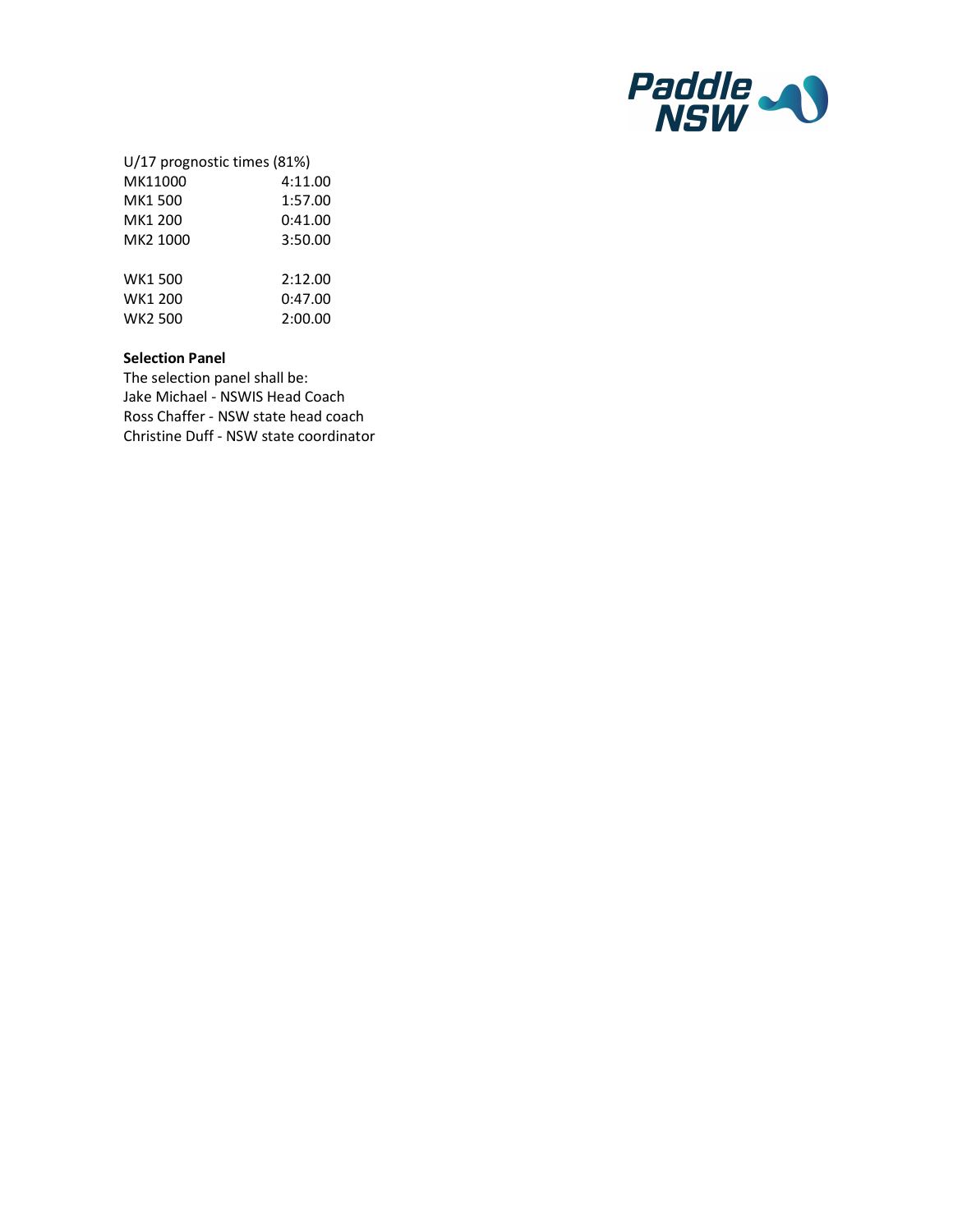U/17 prognostic times (81%)

| | |
|---|---|
| MK11000 | 4:11.00 |
| MK1 500 | 1:57.00 |
| MK1 200 | 0:41.00 |
| MK2 1000 | 3:50.00 |
| | |
| WK1 500 | 2:12.00 |
| WK1 200 | 0:47.00 |
| WK2 500 | 2:00.00 |

**Selection Panel**

The selection panel shall be:
Jake Michael - NSWIS Head Coach
Ross Chaffer - NSW state head coach
Christine Duff - NSW state coordinator